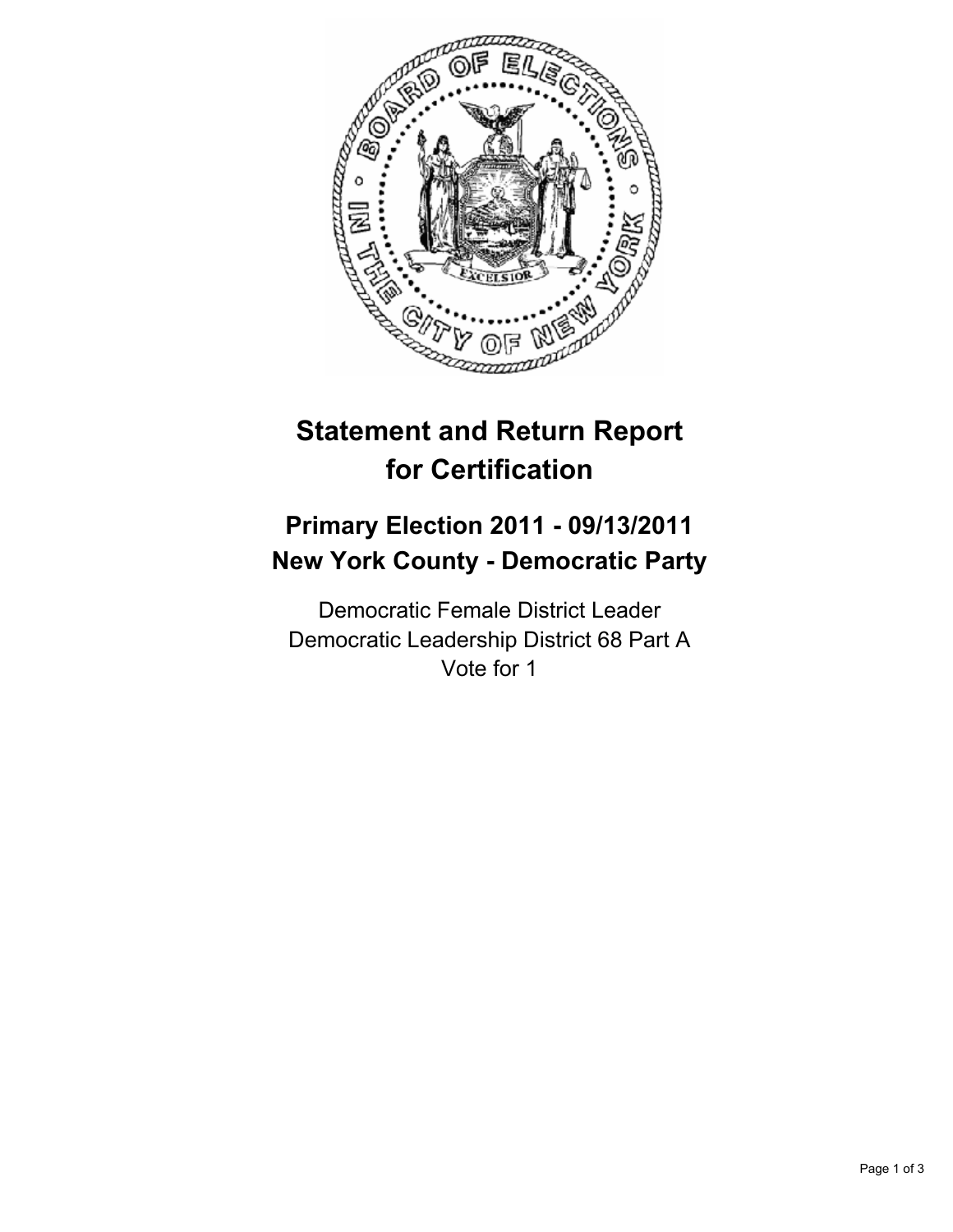# Statement and Return Report for Certification

## Primary Election 2011 - 09/13/2011
## New York County - Democratic Party

Democratic Female District Leader
Democratic Leadership District 68 Part A
Vote for 1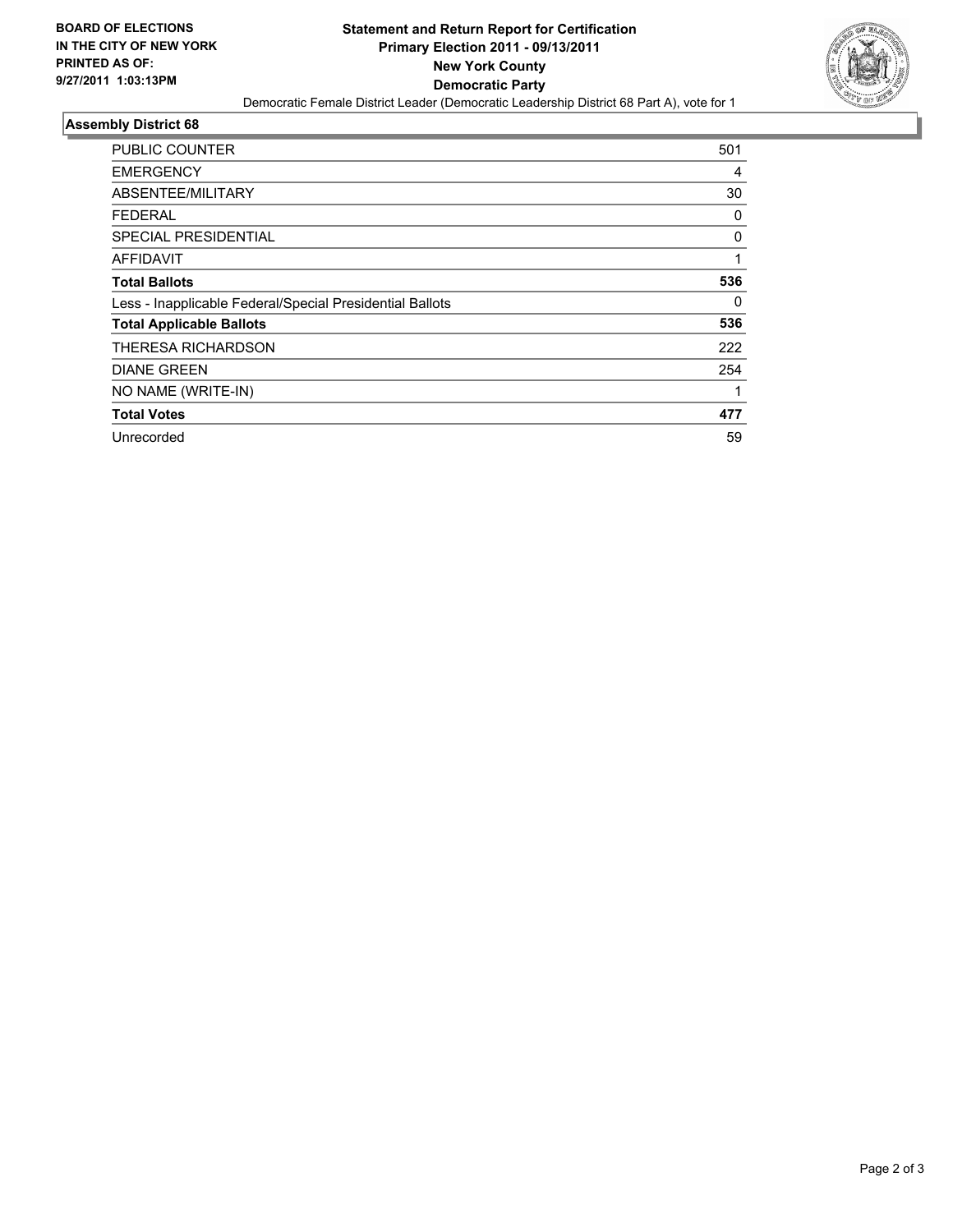**BOARD OF ELECTIONS IN THE CITY OF NEW YORK PRINTED AS OF: 9/27/2011 1:03:13PM**

# Statement and Return Report for Certification
## Primary Election 2011 - 09/13/2011
## New York County
## Democratic Party

Democratic Female District Leader (Democratic Leadership District 68 Part A), vote for 1

### Assembly District 68

| | |
|---|---|
| PUBLIC COUNTER | 501 |
| EMERGENCY | 4 |
| ABSENTEE/MILITARY | 30 |
| FEDERAL | 0 |
| SPECIAL PRESIDENTIAL | 0 |
| AFFIDAVIT | 1 |
| **Total Ballots** | **536** |
| Less - Inapplicable Federal/Special Presidential Ballots | 0 |
| **Total Applicable Ballots** | **536** |
| THERESA RICHARDSON | 222 |
| DIANE GREEN | 254 |
| NO NAME (WRITE-IN) | 1 |
| **Total Votes** | **477** |
| Unrecorded | 59 |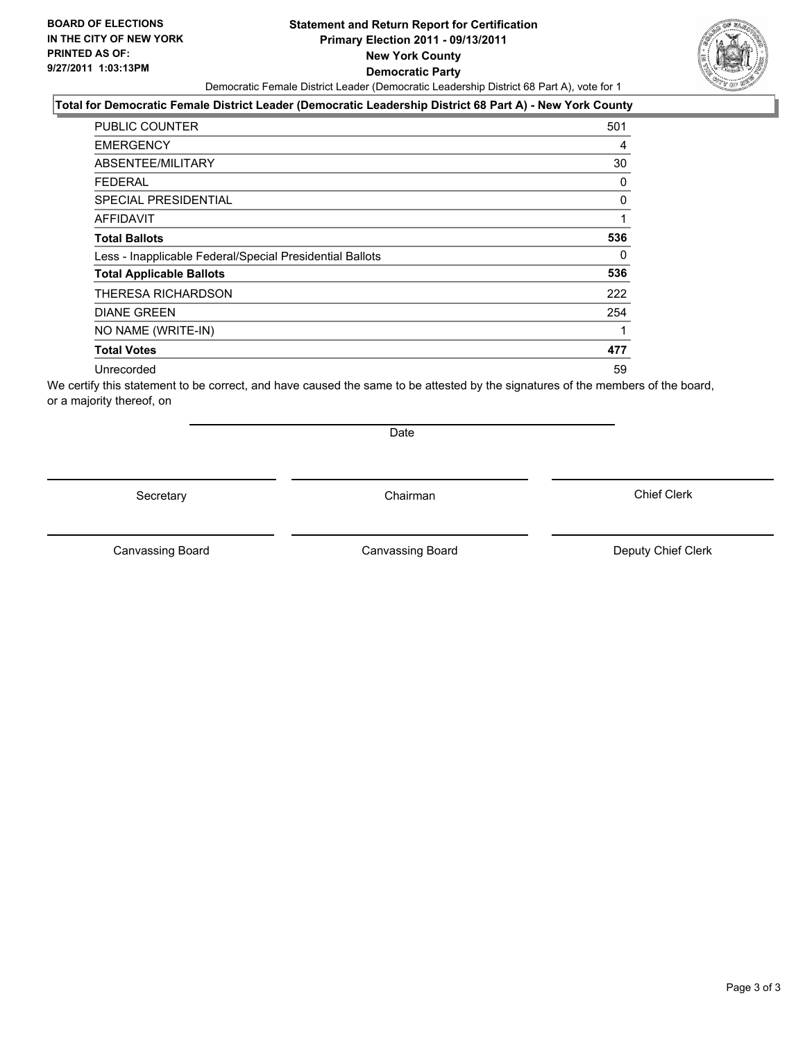**BOARD OF ELECTIONS IN THE CITY OF NEW YORK PRINTED AS OF: 9/27/2011 1:03:13PM**

**Statement and Return Report for Certification Primary Election 2011 - 09/13/2011 New York County Democratic Party**

Democratic Female District Leader (Democratic Leadership District 68 Part A), vote for 1

**Total for Democratic Female District Leader (Democratic Leadership District 68 Part A) - New York County**

| | |
|---|---|
| PUBLIC COUNTER | 501 |
| EMERGENCY | 4 |
| ABSENTEE/MILITARY | 30 |
| FEDERAL | 0 |
| SPECIAL PRESIDENTIAL | 0 |
| AFFIDAVIT | 1 |
| **Total Ballots** | **536** |
| Less - Inapplicable Federal/Special Presidential Ballots | 0 |
| **Total Applicable Ballots** | **536** |
| THERESA RICHARDSON | 222 |
| DIANE GREEN | 254 |
| NO NAME (WRITE-IN) | 1 |
| **Total Votes** | **477** |
| Unrecorded | 59 |

We certify this statement to be correct, and have caused the same to be attested by the signatures of the members of the board, or a majority thereof, on

Date

Secretary

Chairman

Chief Clerk

Canvassing Board

Canvassing Board

Deputy Chief Clerk